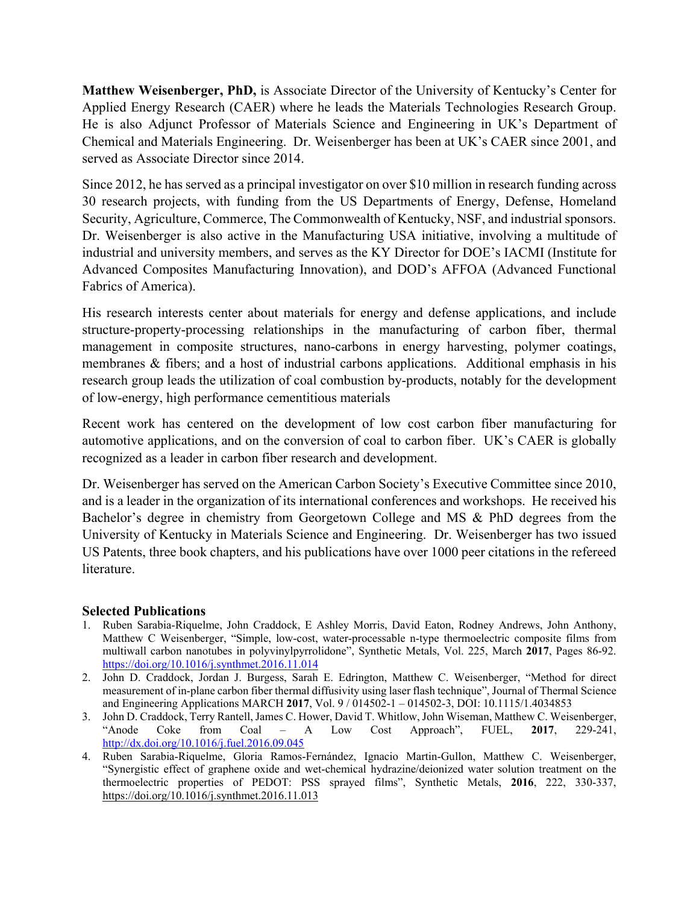**Matthew Weisenberger, PhD,** is Associate Director of the University of Kentucky's Center for Applied Energy Research (CAER) where he leads the Materials Technologies Research Group. He is also Adjunct Professor of Materials Science and Engineering in UK's Department of Chemical and Materials Engineering. Dr. Weisenberger has been at UK's CAER since 2001, and served as Associate Director since 2014.

Since 2012, he has served as a principal investigator on over $10 million in research funding across 30 research projects, with funding from the US Departments of Energy, Defense, Homeland Security, Agriculture, Commerce, The Commonwealth of Kentucky, NSF, and industrial sponsors. Dr. Weisenberger is also active in the Manufacturing USA initiative, involving a multitude of industrial and university members, and serves as the KY Director for DOE's IACMI (Institute for Advanced Composites Manufacturing Innovation), and DOD's AFFOA (Advanced Functional Fabrics of America).

His research interests center about materials for energy and defense applications, and include structure-property-processing relationships in the manufacturing of carbon fiber, thermal management in composite structures, nano-carbons in energy harvesting, polymer coatings, membranes & fibers; and a host of industrial carbons applications. Additional emphasis in his research group leads the utilization of coal combustion by-products, notably for the development of low-energy, high performance cementitious materials

Recent work has centered on the development of low cost carbon fiber manufacturing for automotive applications, and on the conversion of coal to carbon fiber. UK's CAER is globally recognized as a leader in carbon fiber research and development.

Dr. Weisenberger has served on the American Carbon Society's Executive Committee since 2010, and is a leader in the organization of its international conferences and workshops. He received his Bachelor's degree in chemistry from Georgetown College and MS & PhD degrees from the University of Kentucky in Materials Science and Engineering. Dr. Weisenberger has two issued US Patents, three book chapters, and his publications have over 1000 peer citations in the refereed literature.

### Selected Publications

1. Ruben Sarabia-Riquelme, John Craddock, E Ashley Morris, David Eaton, Rodney Andrews, John Anthony, Matthew C Weisenberger, "Simple, low-cost, water-processable n-type thermoelectric composite films from multiwall carbon nanotubes in polyvinylpyrrolidone", Synthetic Metals, Vol. 225, March **2017**, Pages 86-92. https://doi.org/10.1016/j.synthmet.2016.11.014
2. John D. Craddock, Jordan J. Burgess, Sarah E. Edrington, Matthew C. Weisenberger, "Method for direct measurement of in-plane carbon fiber thermal diffusivity using laser flash technique", Journal of Thermal Science and Engineering Applications MARCH **2017**, Vol. 9 / 014502-1 – 014502-3, DOI: 10.1115/1.4034853
3. John D. Craddock, Terry Rantell, James C. Hower, David T. Whitlow, John Wiseman, Matthew C. Weisenberger, "Anode Coke from Coal – A Low Cost Approach", FUEL, **2017**, 229-241, http://dx.doi.org/10.1016/j.fuel.2016.09.045
4. Ruben Sarabia-Riquelme, Gloria Ramos-Fernández, Ignacio Martin-Gullon, Matthew C. Weisenberger, "Synergistic effect of graphene oxide and wet-chemical hydrazine/deionized water solution treatment on the thermoelectric properties of PEDOT: PSS sprayed films", Synthetic Metals, **2016**, 222, 330-337, https://doi.org/10.1016/j.synthmet.2016.11.013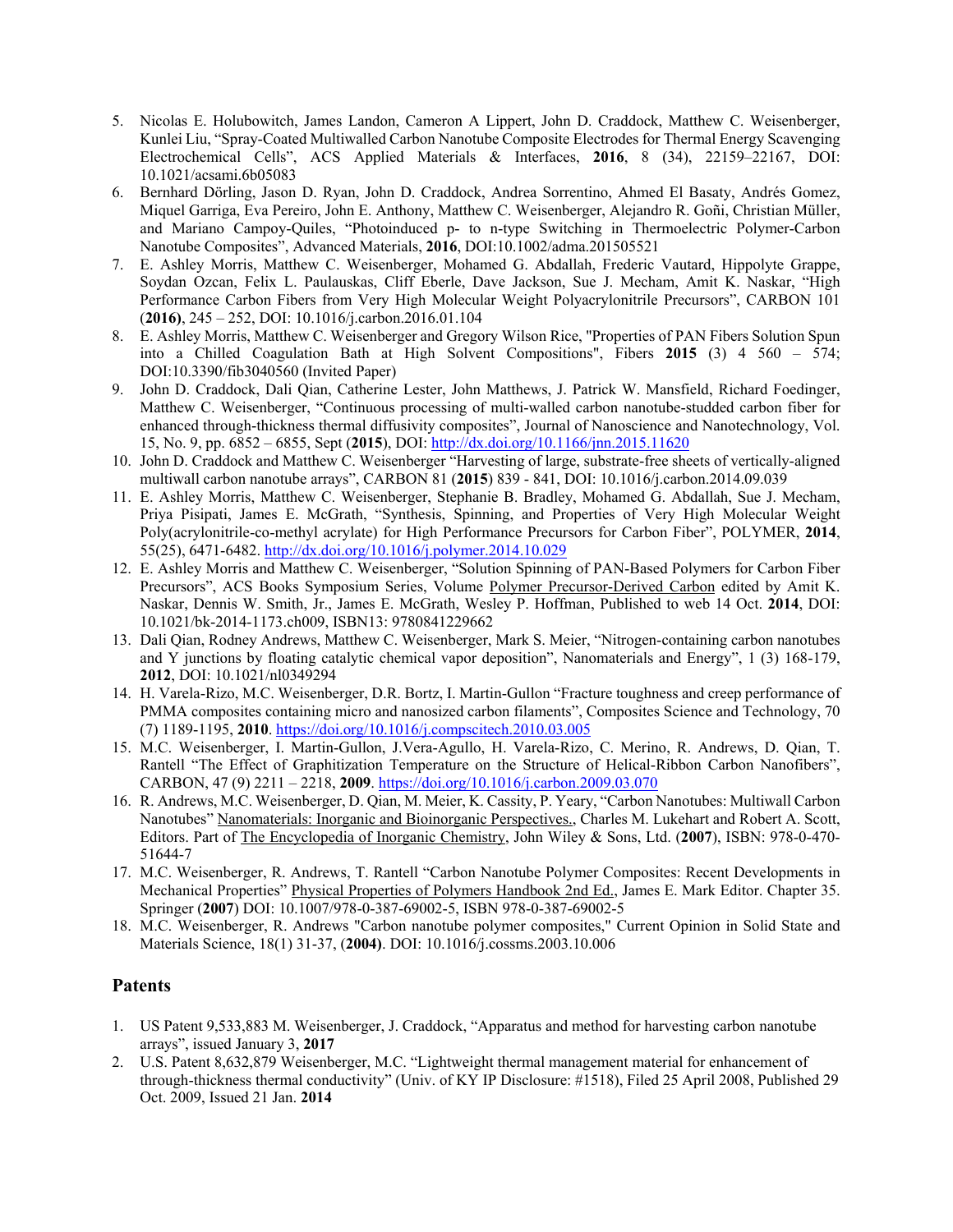5. Nicolas E. Holubowitch, James Landon, Cameron A Lippert, John D. Craddock, Matthew C. Weisenberger, Kunlei Liu, "Spray-Coated Multiwalled Carbon Nanotube Composite Electrodes for Thermal Energy Scavenging Electrochemical Cells", ACS Applied Materials & Interfaces, **2016**, 8 (34), 22159–22167, DOI: 10.1021/acsami.6b05083
6. Bernhard Dörling, Jason D. Ryan, John D. Craddock, Andrea Sorrentino, Ahmed El Basaty, Andrés Gomez, Miquel Garriga, Eva Pereiro, John E. Anthony, Matthew C. Weisenberger, Alejandro R. Goñi, Christian Müller, and Mariano Campoy-Quiles, "Photoinduced p- to n-type Switching in Thermoelectric Polymer-Carbon Nanotube Composites", Advanced Materials, **2016**, DOI:10.1002/adma.201505521
7. E. Ashley Morris, Matthew C. Weisenberger, Mohamed G. Abdallah, Frederic Vautard, Hippolyte Grappe, Soydan Ozcan, Felix L. Paulauskas, Cliff Eberle, Dave Jackson, Sue J. Mecham, Amit K. Naskar, "High Performance Carbon Fibers from Very High Molecular Weight Polyacrylonitrile Precursors", CARBON 101 (**2016**), 245 – 252, DOI: 10.1016/j.carbon.2016.01.104
8. E. Ashley Morris, Matthew C. Weisenberger and Gregory Wilson Rice, "Properties of PAN Fibers Solution Spun into a Chilled Coagulation Bath at High Solvent Compositions", Fibers **2015** (3) 4 560 – 574; DOI:10.3390/fib3040560 (Invited Paper)
9. John D. Craddock, Dali Qian, Catherine Lester, John Matthews, J. Patrick W. Mansfield, Richard Foedinger, Matthew C. Weisenberger, "Continuous processing of multi-walled carbon nanotube-studded carbon fiber for enhanced through-thickness thermal diffusivity composites", Journal of Nanoscience and Nanotechnology, Vol. 15, No. 9, pp. 6852 – 6855, Sept (**2015**), DOI: http://dx.doi.org/10.1166/jnn.2015.11620
10. John D. Craddock and Matthew C. Weisenberger "Harvesting of large, substrate-free sheets of vertically-aligned multiwall carbon nanotube arrays", CARBON 81 (**2015**) 839 - 841, DOI: 10.1016/j.carbon.2014.09.039
11. E. Ashley Morris, Matthew C. Weisenberger, Stephanie B. Bradley, Mohamed G. Abdallah, Sue J. Mecham, Priya Pisipati, James E. McGrath, "Synthesis, Spinning, and Properties of Very High Molecular Weight Poly(acrylonitrile-co-methyl acrylate) for High Performance Precursors for Carbon Fiber", POLYMER, **2014**, 55(25), 6471-6482. http://dx.doi.org/10.1016/j.polymer.2014.10.029
12. E. Ashley Morris and Matthew C. Weisenberger, "Solution Spinning of PAN-Based Polymers for Carbon Fiber Precursors", ACS Books Symposium Series, Volume Polymer Precursor-Derived Carbon edited by Amit K. Naskar, Dennis W. Smith, Jr., James E. McGrath, Wesley P. Hoffman, Published to web 14 Oct. **2014**, DOI: 10.1021/bk-2014-1173.ch009, ISBN13: 9780841229662
13. Dali Qian, Rodney Andrews, Matthew C. Weisenberger, Mark S. Meier, "Nitrogen-containing carbon nanotubes and Y junctions by floating catalytic chemical vapor deposition", Nanomaterials and Energy", 1 (3) 168-179, **2012**, DOI: 10.1021/nl0349294
14. H. Varela-Rizo, M.C. Weisenberger, D.R. Bortz, I. Martin-Gullon "Fracture toughness and creep performance of PMMA composites containing micro and nanosized carbon filaments", Composites Science and Technology, 70 (7) 1189-1195, **2010**. https://doi.org/10.1016/j.compscitech.2010.03.005
15. M.C. Weisenberger, I. Martin-Gullon, J.Vera-Agullo, H. Varela-Rizo, C. Merino, R. Andrews, D. Qian, T. Rantell "The Effect of Graphitization Temperature on the Structure of Helical-Ribbon Carbon Nanofibers", CARBON, 47 (9) 2211 – 2218, **2009**. https://doi.org/10.1016/j.carbon.2009.03.070
16. R. Andrews, M.C. Weisenberger, D. Qian, M. Meier, K. Cassity, P. Yeary, "Carbon Nanotubes: Multiwall Carbon Nanotubes" Nanomaterials: Inorganic and Bioinorganic Perspectives., Charles M. Lukehart and Robert A. Scott, Editors. Part of The Encyclopedia of Inorganic Chemistry, John Wiley & Sons, Ltd. (**2007**), ISBN: 978-0-470-51644-7
17. M.C. Weisenberger, R. Andrews, T. Rantell "Carbon Nanotube Polymer Composites: Recent Developments in Mechanical Properties" Physical Properties of Polymers Handbook 2nd Ed., James E. Mark Editor. Chapter 35. Springer (**2007**) DOI: 10.1007/978-0-387-69002-5, ISBN 978-0-387-69002-5
18. M.C. Weisenberger, R. Andrews "Carbon nanotube polymer composites," Current Opinion in Solid State and Materials Science, 18(1) 31-37, (**2004)**. DOI: 10.1016/j.cossms.2003.10.006

## Patents

1. US Patent 9,533,883 M. Weisenberger, J. Craddock, "Apparatus and method for harvesting carbon nanotube arrays", issued January 3, **2017**
2. U.S. Patent 8,632,879 Weisenberger, M.C. "Lightweight thermal management material for enhancement of through-thickness thermal conductivity" (Univ. of KY IP Disclosure: #1518), Filed 25 April 2008, Published 29 Oct. 2009, Issued 21 Jan. **2014**